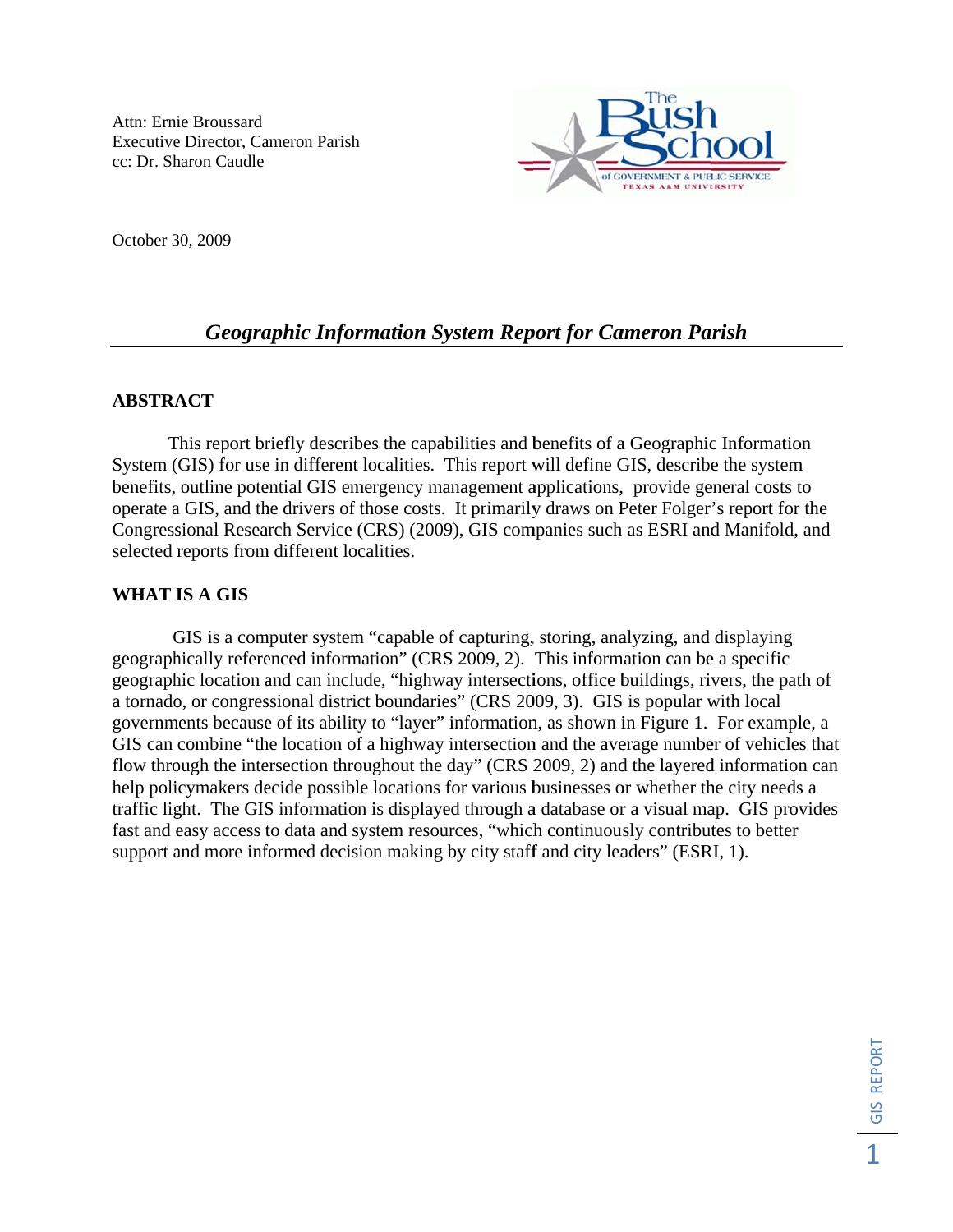Attn: Ernie Broussard
Executive Director, Cameron Parish
cc: Dr. Sharon Caudle

October 30, 2009

# *Geographic Information System Report for Cameron Parish*

## ABSTRACT

This report briefly describes the capabilities and benefits of a Geographic Information System (GIS) for use in different localities. This report will define GIS, describe the system benefits, outline potential GIS emergency management applications, provide general costs to operate a GIS, and the drivers of those costs. It primarily draws on Peter Folger's report for the Congressional Research Service (CRS) (2009), GIS companies such as ESRI and Manifold, and selected reports from different localities.

## WHAT IS A GIS

GIS is a computer system "capable of capturing, storing, analyzing, and displaying geographically referenced information" (CRS 2009, 2). This information can be a specific geographic location and can include, "highway intersections, office buildings, rivers, the path of a tornado, or congressional district boundaries" (CRS 2009, 3). GIS is popular with local governments because of its ability to "layer" information, as shown in Figure 1. For example, a GIS can combine "the location of a highway intersection and the average number of vehicles that flow through the intersection throughout the day" (CRS 2009, 2) and the layered information can help policymakers decide possible locations for various businesses or whether the city needs a traffic light. The GIS information is displayed through a database or a visual map. GIS provides fast and easy access to data and system resources, "which continuously contributes to better support and more informed decision making by city staff and city leaders" (ESRI, 1).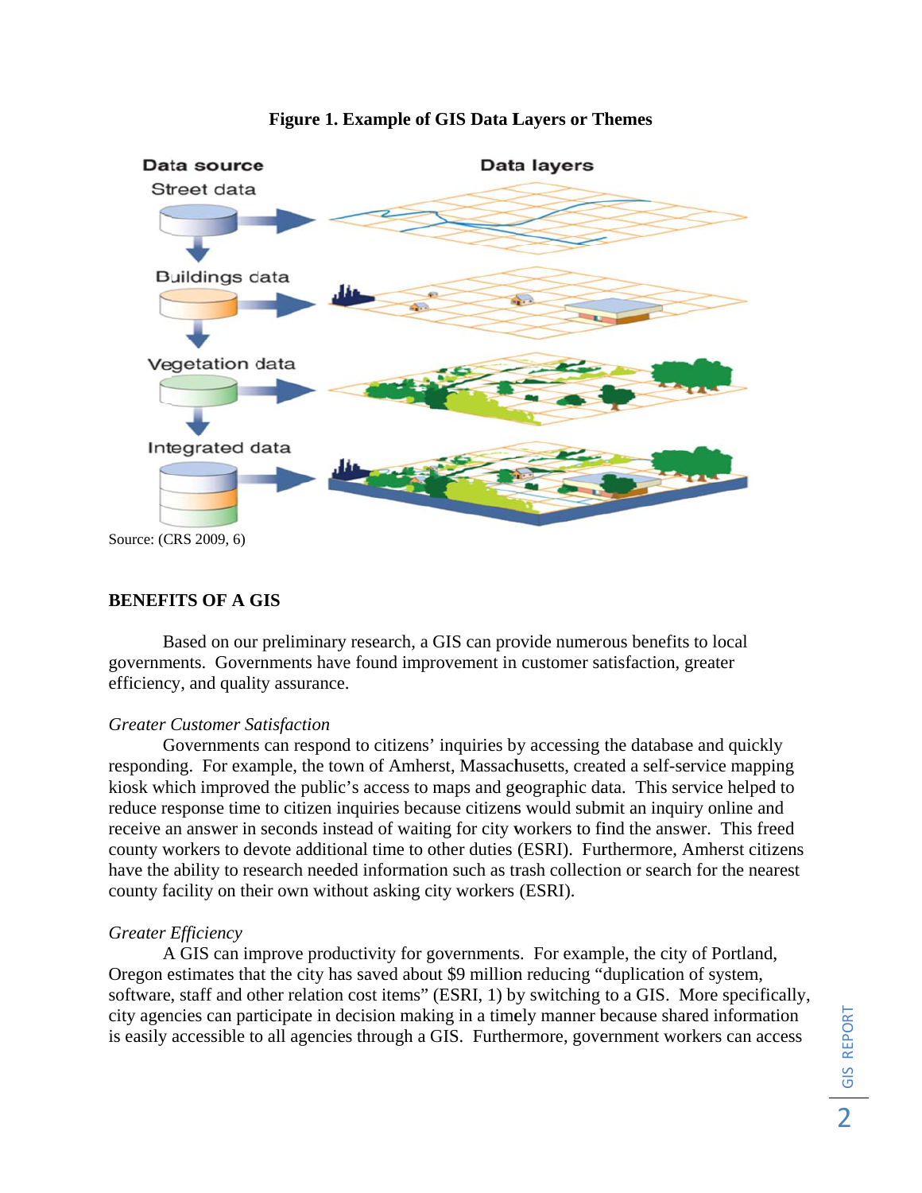**Figure 1. Example of GIS Data Layers or Themes**

Source: (CRS 2009, 6)

## BENEFITS OF A GIS

Based on our preliminary research, a GIS can provide numerous benefits to local governments. Governments have found improvement in customer satisfaction, greater efficiency, and quality assurance.

### *Greater Customer Satisfaction*

Governments can respond to citizens' inquiries by accessing the database and quickly responding. For example, the town of Amherst, Massachusetts, created a self-service mapping kiosk which improved the public's access to maps and geographic data. This service helped to reduce response time to citizen inquiries because citizens would submit an inquiry online and receive an answer in seconds instead of waiting for city workers to find the answer. This freed county workers to devote additional time to other duties (ESRI). Furthermore, Amherst citizens have the ability to research needed information such as trash collection or search for the nearest county facility on their own without asking city workers (ESRI).

### *Greater Efficiency*

A GIS can improve productivity for governments. For example, the city of Portland, Oregon estimates that the city has saved about $9 million reducing "duplication of system, software, staff and other relation cost items" (ESRI, 1) by switching to a GIS. More specifically, city agencies can participate in decision making in a timely manner because shared information is easily accessible to all agencies through a GIS. Furthermore, government workers can access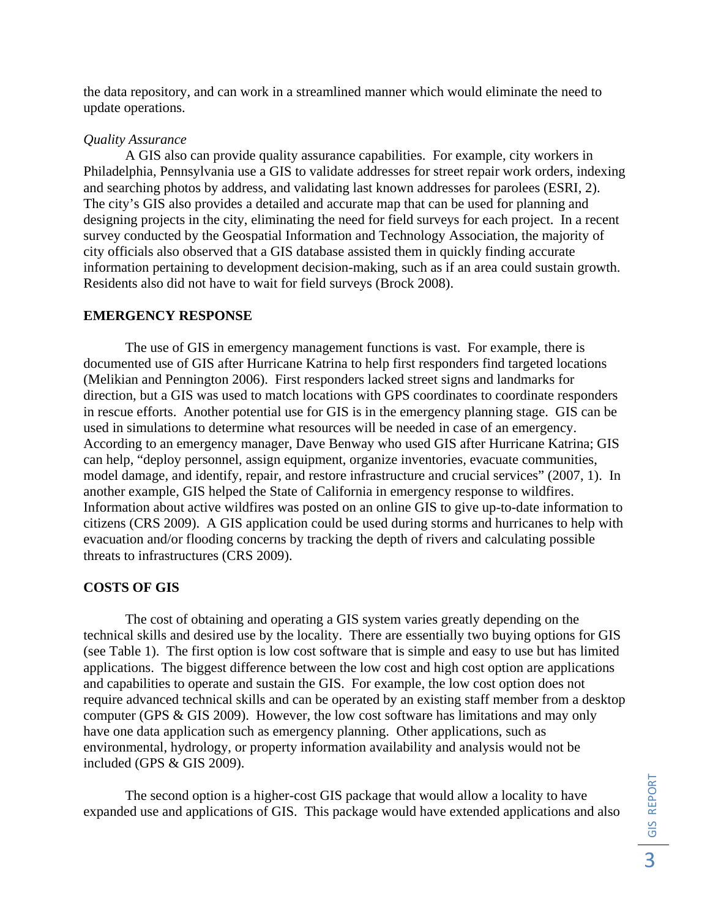the data repository, and can work in a streamlined manner which would eliminate the need to update operations.

*Quality Assurance*

A GIS also can provide quality assurance capabilities. For example, city workers in Philadelphia, Pennsylvania use a GIS to validate addresses for street repair work orders, indexing and searching photos by address, and validating last known addresses for parolees (ESRI, 2). The city's GIS also provides a detailed and accurate map that can be used for planning and designing projects in the city, eliminating the need for field surveys for each project. In a recent survey conducted by the Geospatial Information and Technology Association, the majority of city officials also observed that a GIS database assisted them in quickly finding accurate information pertaining to development decision-making, such as if an area could sustain growth. Residents also did not have to wait for field surveys (Brock 2008).

## EMERGENCY RESPONSE

The use of GIS in emergency management functions is vast. For example, there is documented use of GIS after Hurricane Katrina to help first responders find targeted locations (Melikian and Pennington 2006). First responders lacked street signs and landmarks for direction, but a GIS was used to match locations with GPS coordinates to coordinate responders in rescue efforts. Another potential use for GIS is in the emergency planning stage. GIS can be used in simulations to determine what resources will be needed in case of an emergency. According to an emergency manager, Dave Benway who used GIS after Hurricane Katrina; GIS can help, "deploy personnel, assign equipment, organize inventories, evacuate communities, model damage, and identify, repair, and restore infrastructure and crucial services" (2007, 1). In another example, GIS helped the State of California in emergency response to wildfires. Information about active wildfires was posted on an online GIS to give up-to-date information to citizens (CRS 2009). A GIS application could be used during storms and hurricanes to help with evacuation and/or flooding concerns by tracking the depth of rivers and calculating possible threats to infrastructures (CRS 2009).

## COSTS OF GIS

The cost of obtaining and operating a GIS system varies greatly depending on the technical skills and desired use by the locality. There are essentially two buying options for GIS (see Table 1). The first option is low cost software that is simple and easy to use but has limited applications. The biggest difference between the low cost and high cost option are applications and capabilities to operate and sustain the GIS. For example, the low cost option does not require advanced technical skills and can be operated by an existing staff member from a desktop computer (GPS & GIS 2009). However, the low cost software has limitations and may only have one data application such as emergency planning. Other applications, such as environmental, hydrology, or property information availability and analysis would not be included (GPS & GIS 2009).

The second option is a higher-cost GIS package that would allow a locality to have expanded use and applications of GIS. This package would have extended applications and also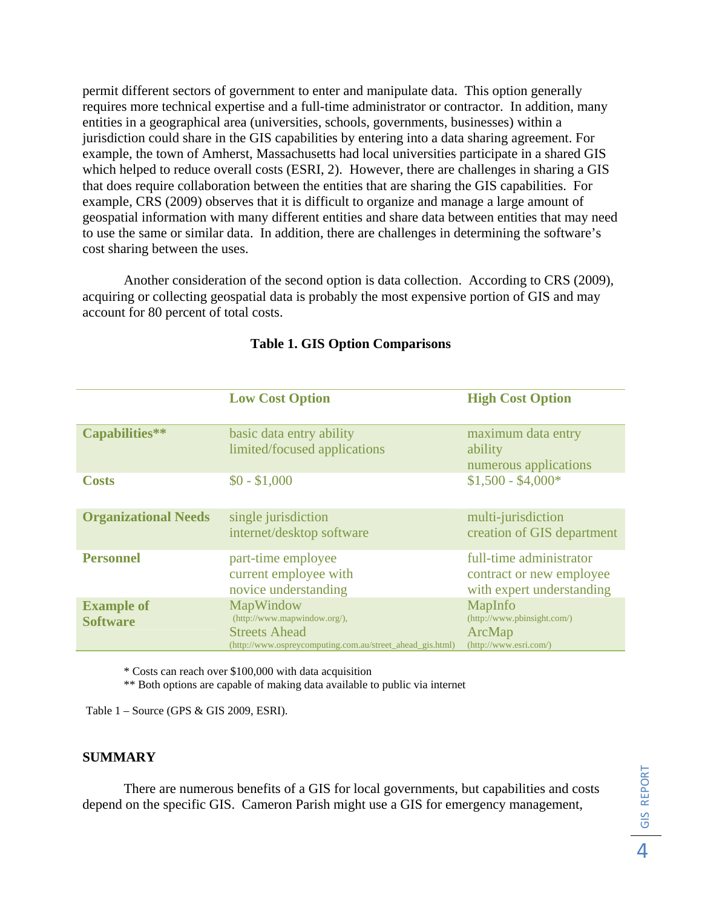permit different sectors of government to enter and manipulate data. This option generally requires more technical expertise and a full-time administrator or contractor. In addition, many entities in a geographical area (universities, schools, governments, businesses) within a jurisdiction could share in the GIS capabilities by entering into a data sharing agreement. For example, the town of Amherst, Massachusetts had local universities participate in a shared GIS which helped to reduce overall costs (ESRI, 2). However, there are challenges in sharing a GIS that does require collaboration between the entities that are sharing the GIS capabilities. For example, CRS (2009) observes that it is difficult to organize and manage a large amount of geospatial information with many different entities and share data between entities that may need to use the same or similar data. In addition, there are challenges in determining the software's cost sharing between the uses.

Another consideration of the second option is data collection. According to CRS (2009), acquiring or collecting geospatial data is probably the most expensive portion of GIS and may account for 80 percent of total costs.

**Table 1. GIS Option Comparisons**

| | Low Cost Option | High Cost Option |
|---|---|---|
| **Capabilities**** | basic data entry ability<br>limited/focused applications | maximum data entry ability<br>numerous applications |
| **Costs** | $0 - $1,000 | $1,500 - $4,000* |
| **Organizational Needs** | single jurisdiction<br>internet/desktop software | multi-jurisdiction<br>creation of GIS department |
| **Personnel** | part-time employee<br>current employee with novice understanding | full-time administrator<br>contract or new employee with expert understanding |
| **Example of Software** | MapWindow (http://www.mapwindow.org/),<br>Streets Ahead (http://www.ospreycomputing.com.au/street_ahead_gis.html) | MapInfo (http://www.pbinsight.com/)<br>ArcMap (http://www.esri.com/) |

\* Costs can reach over $100,000 with data acquisition

** Both options are capable of making data available to public via internet

Table 1 – Source (GPS & GIS 2009, ESRI).

## SUMMARY

There are numerous benefits of a GIS for local governments, but capabilities and costs depend on the specific GIS. Cameron Parish might use a GIS for emergency management,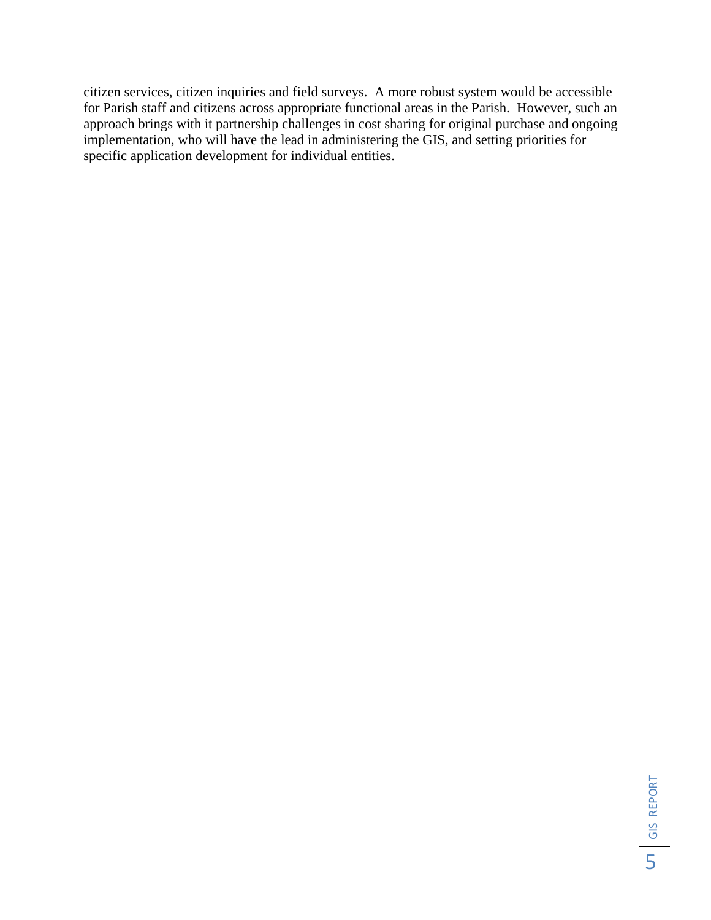citizen services, citizen inquiries and field surveys. A more robust system would be accessible for Parish staff and citizens across appropriate functional areas in the Parish. However, such an approach brings with it partnership challenges in cost sharing for original purchase and ongoing implementation, who will have the lead in administering the GIS, and setting priorities for specific application development for individual entities.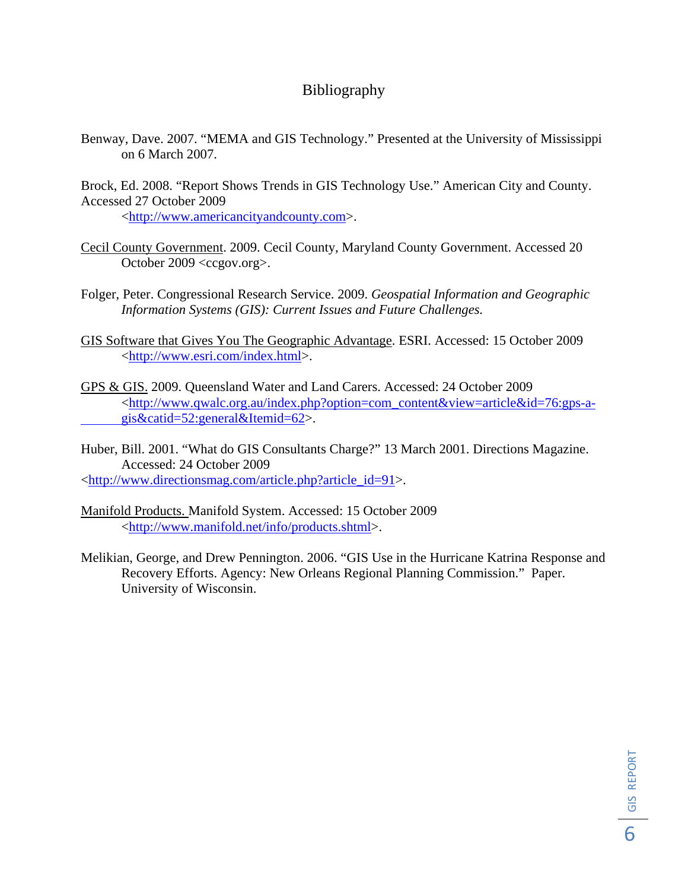# Bibliography

Benway, Dave. 2007. "MEMA and GIS Technology." Presented at the University of Mississippi on 6 March 2007.

Brock, Ed. 2008. "Report Shows Trends in GIS Technology Use." American City and County. Accessed 27 October 2009 <http://www.americancityandcounty.com>.

Cecil County Government. 2009. Cecil County, Maryland County Government. Accessed 20 October 2009 <ccgov.org>.

Folger, Peter. Congressional Research Service. 2009. *Geospatial Information and Geographic Information Systems (GIS): Current Issues and Future Challenges.*

GIS Software that Gives You The Geographic Advantage. ESRI. Accessed: 15 October 2009 <http://www.esri.com/index.html>.

GPS & GIS. 2009. Queensland Water and Land Carers. Accessed: 24 October 2009 <http://www.qwalc.org.au/index.php?option=com_content&view=article&id=76:gps-a-gis&catid=52:general&Itemid=62>.

Huber, Bill. 2001. "What do GIS Consultants Charge?" 13 March 2001. Directions Magazine. Accessed: 24 October 2009 <http://www.directionsmag.com/article.php?article_id=91>.

Manifold Products. Manifold System. Accessed: 15 October 2009 <http://www.manifold.net/info/products.shtml>.

Melikian, George, and Drew Pennington. 2006. "GIS Use in the Hurricane Katrina Response and Recovery Efforts. Agency: New Orleans Regional Planning Commission." Paper. University of Wisconsin.